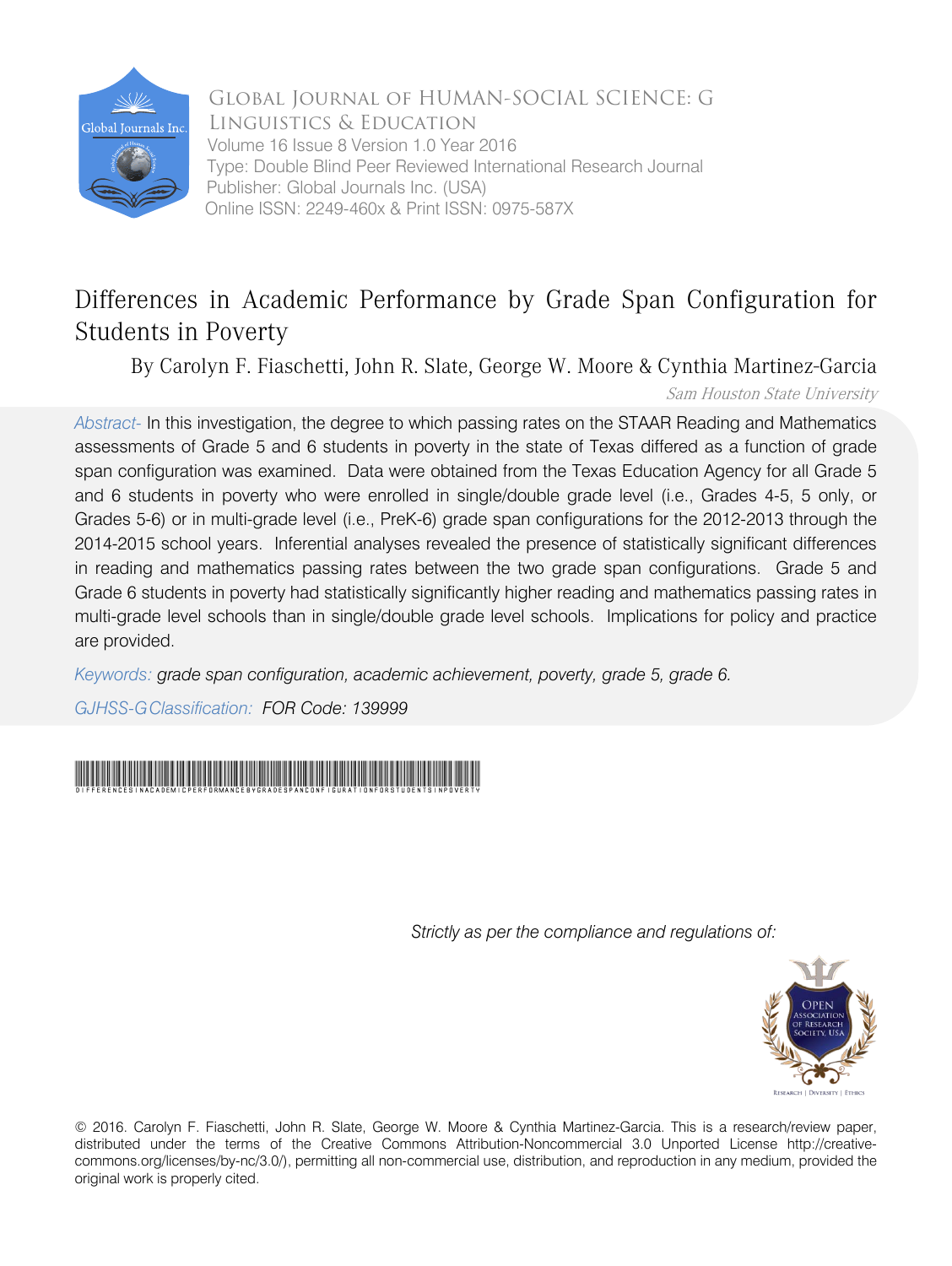Global Journal of Human-Social Science: G Linguistics & Education

Volume 16 Issue 8 Version 1.0 Year 2016

Type: Double Blind Peer Reviewed International Research Journal

Publisher: Global Journals Inc. (USA)

Online ISSN: 2249-460x & Print ISSN: 0975-587X

# Differences in Academic Performance by Grade Span Configuration for Students in Poverty

By Carolyn F. Fiaschetti, John R. Slate, George W. Moore & Cynthia Martinez-Garcia

*Sam Houston State University*

*Abstract-* In this investigation, the degree to which passing rates on the STAAR Reading and Mathematics assessments of Grade 5 and 6 students in poverty in the state of Texas differed as a function of grade span configuration was examined. Data were obtained from the Texas Education Agency for all Grade 5 and 6 students in poverty who were enrolled in single/double grade level (i.e., Grades 4-5, 5 only, or Grades 5-6) or in multi-grade level (i.e., PreK-6) grade span configurations for the 2012-2013 through the 2014-2015 school years. Inferential analyses revealed the presence of statistically significant differences in reading and mathematics passing rates between the two grade span configurations. Grade 5 and Grade 6 students in poverty had statistically significantly higher reading and mathematics passing rates in multi-grade level schools than in single/double grade level schools. Implications for policy and practice are provided.

*Keywords: grade span configuration, academic achievement, poverty, grade 5, grade 6.*

*GJHSS-G Classification: FOR Code: 139999*

*Strictly as per the compliance and regulations of:*

© 2016. Carolyn F. Fiaschetti, John R. Slate, George W. Moore & Cynthia Martinez-Garcia. This is a research/review paper, distributed under the terms of the Creative Commons Attribution-Noncommercial 3.0 Unported License http://creativecommons.org/licenses/by-nc/3.0/), permitting all non-commercial use, distribution, and reproduction in any medium, provided the original work is properly cited.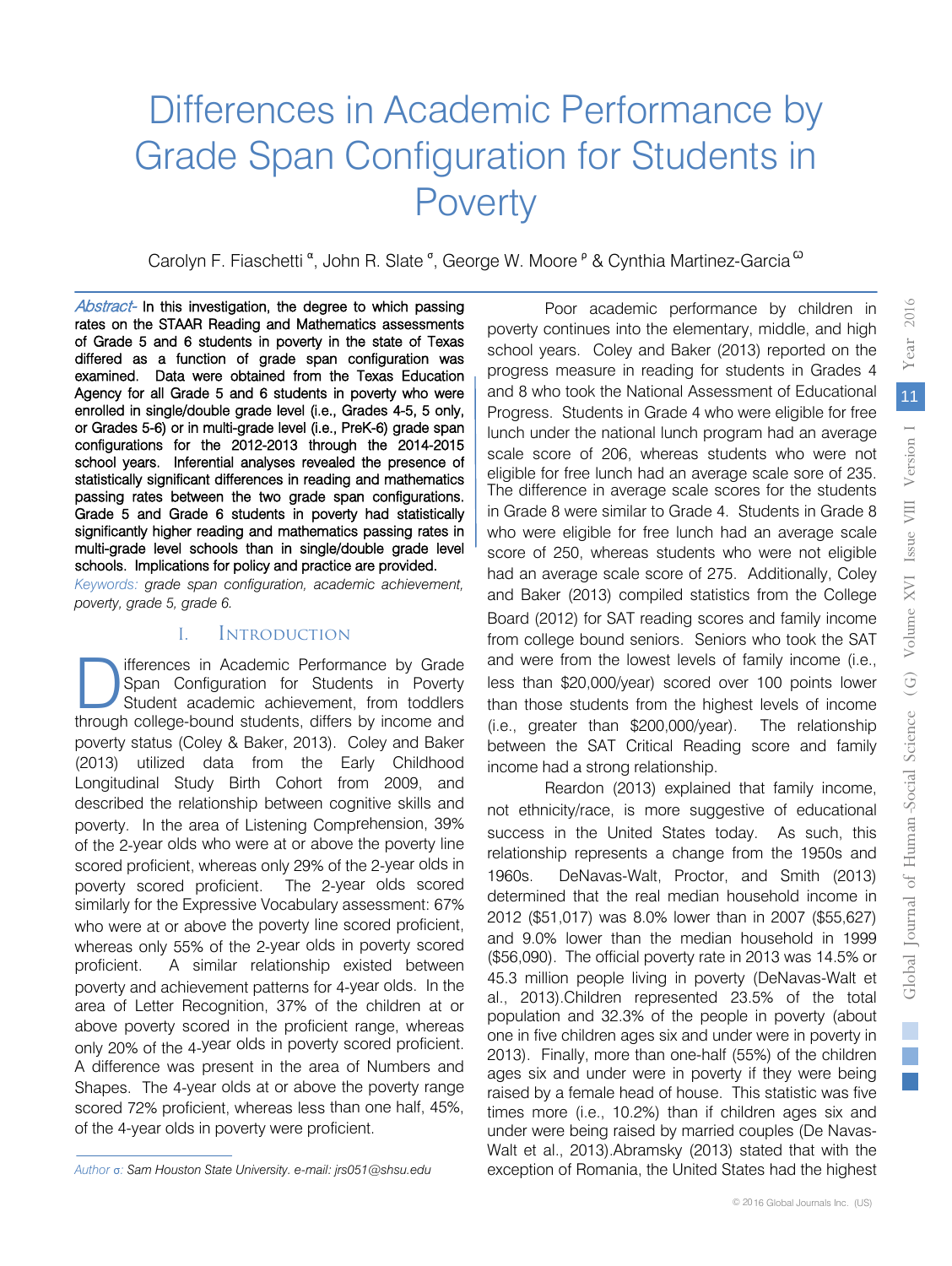# Differences in Academic Performance by Grade Span Configuration for Students in Poverty

Carolyn F. Fiaschetti [α], John R. Slate [σ], George W. Moore [ρ] & Cynthia Martinez-Garcia [ω]

*Abstract-* **In this investigation, the degree to which passing rates on the STAAR Reading and Mathematics assessments of Grade 5 and 6 students in poverty in the state of Texas differed as a function of grade span configuration was examined. Data were obtained from the Texas Education Agency for all Grade 5 and 6 students in poverty who were enrolled in single/double grade level (i.e., Grades 4-5, 5 only, or Grades 5-6) or in multi-grade level (i.e., PreK-6) grade span configurations for the 2012-2013 through the 2014-2015 school years. Inferential analyses revealed the presence of statistically significant differences in reading and mathematics passing rates between the two grade span configurations. Grade 5 and Grade 6 students in poverty had statistically significantly higher reading and mathematics passing rates in multi-grade level schools than in single/double grade level schools. Implications for policy and practice are provided.**

*Keywords: grade span configuration, academic achievement, poverty, grade 5, grade 6.*

## I. Introduction

Differences in Academic Performance by Grade Span Configuration for Students in Poverty Student academic achievement, from toddlers through college-bound students, differs by income and poverty status (Coley & Baker, 2013). Coley and Baker (2013) utilized data from the Early Childhood Longitudinal Study Birth Cohort from 2009, and described the relationship between cognitive skills and poverty. In the area of Listening Comprehension, 39% of the 2-year olds who were at or above the poverty line scored proficient, whereas only 29% of the 2-year olds in poverty scored proficient. The 2-year olds scored similarly for the Expressive Vocabulary assessment: 67% who were at or above the poverty line scored proficient, whereas only 55% of the 2-year olds in poverty scored proficient. A similar relationship existed between poverty and achievement patterns for 4-year olds. In the area of Letter Recognition, 37% of the children at or above poverty scored in the proficient range, whereas only 20% of the 4-year olds in poverty scored proficient. A difference was present in the area of Numbers and Shapes. The 4-year olds at or above the poverty range scored 72% proficient, whereas less than one half, 45%, of the 4-year olds in poverty were proficient.

Poor academic performance by children in poverty continues into the elementary, middle, and high school years. Coley and Baker (2013) reported on the progress measure in reading for students in Grades 4 and 8 who took the National Assessment of Educational Progress. Students in Grade 4 who were eligible for free lunch under the national lunch program had an average scale score of 206, whereas students who were not eligible for free lunch had an average scale sore of 235. The difference in average scale scores for the students in Grade 8 were similar to Grade 4. Students in Grade 8 who were eligible for free lunch had an average scale score of 250, whereas students who were not eligible had an average scale score of 275. Additionally, Coley and Baker (2013) compiled statistics from the College Board (2012) for SAT reading scores and family income from college bound seniors. Seniors who took the SAT and were from the lowest levels of family income (i.e., less than $20,000/year) scored over 100 points lower than those students from the highest levels of income (i.e., greater than $200,000/year). The relationship between the SAT Critical Reading score and family income had a strong relationship.

Reardon (2013) explained that family income, not ethnicity/race, is more suggestive of educational success in the United States today. As such, this relationship represents a change from the 1950s and 1960s. DeNavas-Walt, Proctor, and Smith (2013) determined that the real median household income in 2012 ($51,017) was 8.0% lower than in 2007 ($55,627) and 9.0% lower than the median household in 1999 ($56,090). The official poverty rate in 2013 was 14.5% or 45.3 million people living in poverty (DeNavas-Walt et al., 2013).Children represented 23.5% of the total population and 32.3% of the people in poverty (about one in five children ages six and under were in poverty in 2013). Finally, more than one-half (55%) of the children ages six and under were in poverty if they were being raised by a female head of house. This statistic was five times more (i.e., 10.2%) than if children ages six and under were being raised by married couples (De Navas-Walt et al., 2013).Abramsky (2013) stated that with the exception of Romania, the United States had the highest

Author σ: Sam Houston State University. e-mail: jrs051@shsu.edu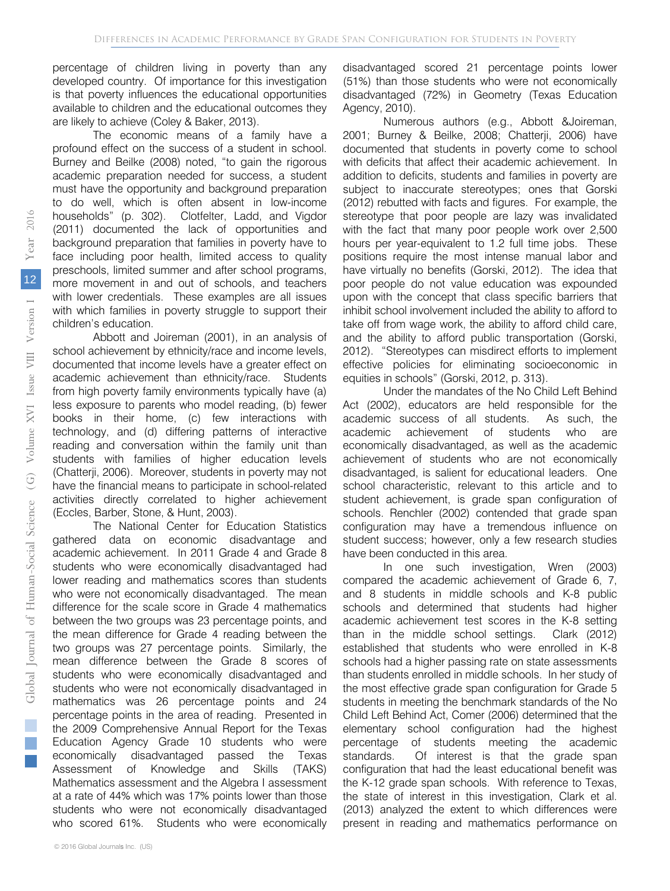percentage of children living in poverty than any developed country. Of importance for this investigation is that poverty influences the educational opportunities available to children and the educational outcomes they are likely to achieve (Coley & Baker, 2013).

The economic means of a family have a profound effect on the success of a student in school. Burney and Beilke (2008) noted, "to gain the rigorous academic preparation needed for success, a student must have the opportunity and background preparation to do well, which is often absent in low-income households" (p. 302). Clotfelter, Ladd, and Vigdor (2011) documented the lack of opportunities and background preparation that families in poverty have to face including poor health, limited access to quality preschools, limited summer and after school programs, more movement in and out of schools, and teachers with lower credentials. These examples are all issues with which families in poverty struggle to support their children's education.

Abbott and Joireman (2001), in an analysis of school achievement by ethnicity/race and income levels, documented that income levels have a greater effect on academic achievement than ethnicity/race. Students from high poverty family environments typically have (a) less exposure to parents who model reading, (b) fewer books in their home, (c) few interactions with technology, and (d) differing patterns of interactive reading and conversation within the family unit than students with families of higher education levels (Chatterji, 2006). Moreover, students in poverty may not have the financial means to participate in school-related activities directly correlated to higher achievement (Eccles, Barber, Stone, & Hunt, 2003).

The National Center for Education Statistics gathered data on economic disadvantage and academic achievement. In 2011 Grade 4 and Grade 8 students who were economically disadvantaged had lower reading and mathematics scores than students who were not economically disadvantaged. The mean difference for the scale score in Grade 4 mathematics between the two groups was 23 percentage points, and the mean difference for Grade 4 reading between the two groups was 27 percentage points. Similarly, the mean difference between the Grade 8 scores of students who were economically disadvantaged and students who were not economically disadvantaged in mathematics was 26 percentage points and 24 percentage points in the area of reading. Presented in the 2009 Comprehensive Annual Report for the Texas Education Agency Grade 10 students who were economically disadvantaged passed the Texas Assessment of Knowledge and Skills (TAKS) Mathematics assessment and the Algebra I assessment at a rate of 44% which was 17% points lower than those students who were not economically disadvantaged who scored 61%. Students who were economically disadvantaged scored 21 percentage points lower (51%) than those students who were not economically disadvantaged (72%) in Geometry (Texas Education Agency, 2010).

Numerous authors (e.g., Abbott &Joireman, 2001; Burney & Beilke, 2008; Chatterji, 2006) have documented that students in poverty come to school with deficits that affect their academic achievement. In addition to deficits, students and families in poverty are subject to inaccurate stereotypes; ones that Gorski (2012) rebutted with facts and figures. For example, the stereotype that poor people are lazy was invalidated with the fact that many poor people work over 2,500 hours per year-equivalent to 1.2 full time jobs. These positions require the most intense manual labor and have virtually no benefits (Gorski, 2012). The idea that poor people do not value education was expounded upon with the concept that class specific barriers that inhibit school involvement included the ability to afford to take off from wage work, the ability to afford child care, and the ability to afford public transportation (Gorski, 2012). "Stereotypes can misdirect efforts to implement effective policies for eliminating socioeconomic in equities in schools" (Gorski, 2012, p. 313).

Under the mandates of the No Child Left Behind Act (2002), educators are held responsible for the academic success of all students. As such, the academic achievement of students who are economically disadvantaged, as well as the academic achievement of students who are not economically disadvantaged, is salient for educational leaders. One school characteristic, relevant to this article and to student achievement, is grade span configuration of schools. Renchler (2002) contended that grade span configuration may have a tremendous influence on student success; however, only a few research studies have been conducted in this area.

In one such investigation, Wren (2003) compared the academic achievement of Grade 6, 7, and 8 students in middle schools and K-8 public schools and determined that students had higher academic achievement test scores in the K-8 setting than in the middle school settings. Clark (2012) established that students who were enrolled in K-8 schools had a higher passing rate on state assessments than students enrolled in middle schools. In her study of the most effective grade span configuration for Grade 5 students in meeting the benchmark standards of the No Child Left Behind Act, Comer (2006) determined that the elementary school configuration had the highest percentage of students meeting the academic standards. Of interest is that the grade span configuration that had the least educational benefit was the K-12 grade span schools. With reference to Texas, the state of interest in this investigation, Clark et al. (2013) analyzed the extent to which differences were present in reading and mathematics performance on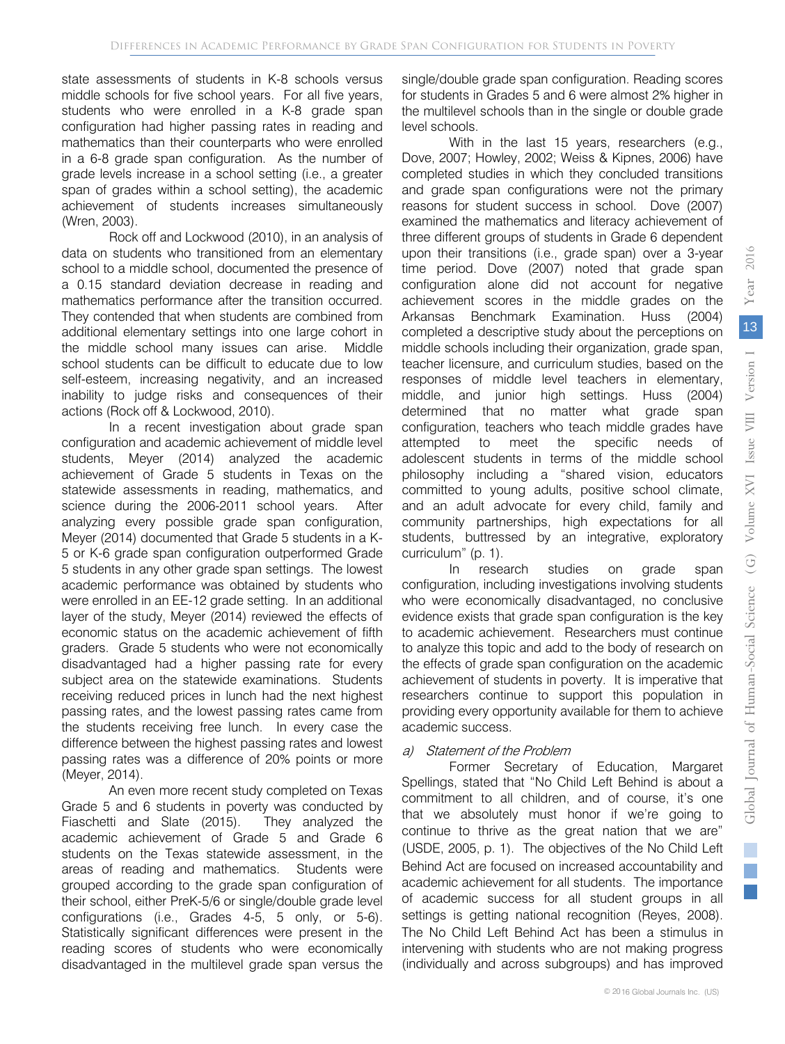state assessments of students in K-8 schools versus middle schools for five school years. For all five years, students who were enrolled in a K-8 grade span configuration had higher passing rates in reading and mathematics than their counterparts who were enrolled in a 6-8 grade span configuration. As the number of grade levels increase in a school setting (i.e., a greater span of grades within a school setting), the academic achievement of students increases simultaneously (Wren, 2003).

Rock off and Lockwood (2010), in an analysis of data on students who transitioned from an elementary school to a middle school, documented the presence of a 0.15 standard deviation decrease in reading and mathematics performance after the transition occurred. They contended that when students are combined from additional elementary settings into one large cohort in the middle school many issues can arise. Middle school students can be difficult to educate due to low self-esteem, increasing negativity, and an increased inability to judge risks and consequences of their actions (Rock off & Lockwood, 2010).

In a recent investigation about grade span configuration and academic achievement of middle level students, Meyer (2014) analyzed the academic achievement of Grade 5 students in Texas on the statewide assessments in reading, mathematics, and science during the 2006-2011 school years. After analyzing every possible grade span configuration, Meyer (2014) documented that Grade 5 students in a K-5 or K-6 grade span configuration outperformed Grade 5 students in any other grade span settings. The lowest academic performance was obtained by students who were enrolled in an EE-12 grade setting. In an additional layer of the study, Meyer (2014) reviewed the effects of economic status on the academic achievement of fifth graders. Grade 5 students who were not economically disadvantaged had a higher passing rate for every subject area on the statewide examinations. Students receiving reduced prices in lunch had the next highest passing rates, and the lowest passing rates came from the students receiving free lunch. In every case the difference between the highest passing rates and lowest passing rates was a difference of 20% points or more (Meyer, 2014).

An even more recent study completed on Texas Grade 5 and 6 students in poverty was conducted by Fiaschetti and Slate (2015). They analyzed the academic achievement of Grade 5 and Grade 6 students on the Texas statewide assessment, in the areas of reading and mathematics. Students were grouped according to the grade span configuration of their school, either PreK-5/6 or single/double grade level configurations (i.e., Grades 4-5, 5 only, or 5-6). Statistically significant differences were present in the reading scores of students who were economically disadvantaged in the multilevel grade span versus the single/double grade span configuration. Reading scores for students in Grades 5 and 6 were almost 2% higher in the multilevel schools than in the single or double grade level schools.

With in the last 15 years, researchers (e.g., Dove, 2007; Howley, 2002; Weiss & Kipnes, 2006) have completed studies in which they concluded transitions and grade span configurations were not the primary reasons for student success in school. Dove (2007) examined the mathematics and literacy achievement of three different groups of students in Grade 6 dependent upon their transitions (i.e., grade span) over a 3-year time period. Dove (2007) noted that grade span configuration alone did not account for negative achievement scores in the middle grades on the Arkansas Benchmark Examination. Huss (2004) completed a descriptive study about the perceptions on middle schools including their organization, grade span, teacher licensure, and curriculum studies, based on the responses of middle level teachers in elementary, middle, and junior high settings. Huss (2004) determined that no matter what grade span configuration, teachers who teach middle grades have attempted to meet the specific needs of adolescent students in terms of the middle school philosophy including a "shared vision, educators committed to young adults, positive school climate, and an adult advocate for every child, family and community partnerships, high expectations for all students, buttressed by an integrative, exploratory curriculum" (p. 1).

In research studies on grade span configuration, including investigations involving students who were economically disadvantaged, no conclusive evidence exists that grade span configuration is the key to academic achievement. Researchers must continue to analyze this topic and add to the body of research on the effects of grade span configuration on the academic achievement of students in poverty. It is imperative that researchers continue to support this population in providing every opportunity available for them to achieve academic success.

### *a) Statement of the Problem*

Former Secretary of Education, Margaret Spellings, stated that "No Child Left Behind is about a commitment to all children, and of course, it's one that we absolutely must honor if we're going to continue to thrive as the great nation that we are" (USDE, 2005, p. 1). The objectives of the No Child Left Behind Act are focused on increased accountability and academic achievement for all students. The importance of academic success for all student groups in all settings is getting national recognition (Reyes, 2008). The No Child Left Behind Act has been a stimulus in intervening with students who are not making progress (individually and across subgroups) and has improved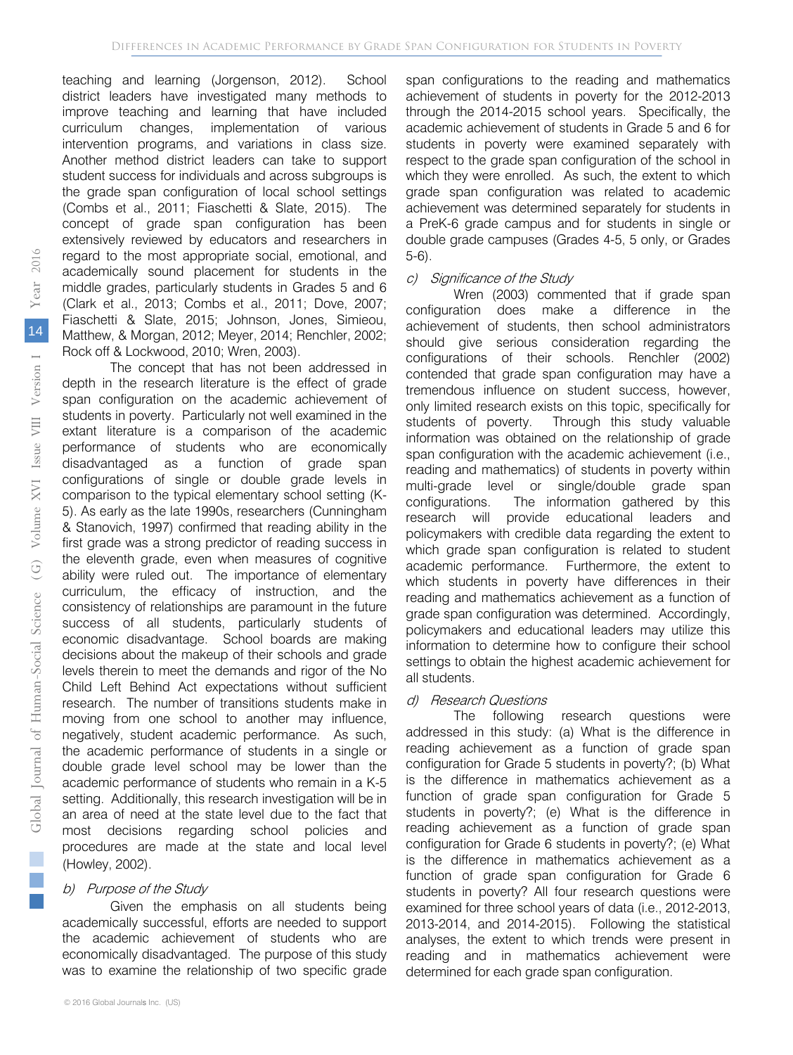teaching and learning (Jorgenson, 2012). School district leaders have investigated many methods to improve teaching and learning that have included curriculum changes, implementation of various intervention programs, and variations in class size. Another method district leaders can take to support student success for individuals and across subgroups is the grade span configuration of local school settings (Combs et al., 2011; Fiaschetti & Slate, 2015). The concept of grade span configuration has been extensively reviewed by educators and researchers in regard to the most appropriate social, emotional, and academically sound placement for students in the middle grades, particularly students in Grades 5 and 6 (Clark et al., 2013; Combs et al., 2011; Dove, 2007; Fiaschetti & Slate, 2015; Johnson, Jones, Simieou, Matthew, & Morgan, 2012; Meyer, 2014; Renchler, 2002; Rock off & Lockwood, 2010; Wren, 2003).

The concept that has not been addressed in depth in the research literature is the effect of grade span configuration on the academic achievement of students in poverty. Particularly not well examined in the extant literature is a comparison of the academic performance of students who are economically disadvantaged as a function of grade span configurations of single or double grade levels in comparison to the typical elementary school setting (K-5). As early as the late 1990s, researchers (Cunningham & Stanovich, 1997) confirmed that reading ability in the first grade was a strong predictor of reading success in the eleventh grade, even when measures of cognitive ability were ruled out. The importance of elementary curriculum, the efficacy of instruction, and the consistency of relationships are paramount in the future success of all students, particularly students of economic disadvantage. School boards are making decisions about the makeup of their schools and grade levels therein to meet the demands and rigor of the No Child Left Behind Act expectations without sufficient research. The number of transitions students make in moving from one school to another may influence, negatively, student academic performance. As such, the academic performance of students in a single or double grade level school may be lower than the academic performance of students who remain in a K-5 setting. Additionally, this research investigation will be in an area of need at the state level due to the fact that most decisions regarding school policies and procedures are made at the state and local level (Howley, 2002).

### b) *Purpose of the Study*

Given the emphasis on all students being academically successful, efforts are needed to support the academic achievement of students who are economically disadvantaged. The purpose of this study was to examine the relationship of two specific grade span configurations to the reading and mathematics achievement of students in poverty for the 2012-2013 through the 2014-2015 school years. Specifically, the academic achievement of students in Grade 5 and 6 for students in poverty were examined separately with respect to the grade span configuration of the school in which they were enrolled. As such, the extent to which grade span configuration was related to academic achievement was determined separately for students in a PreK-6 grade campus and for students in single or double grade campuses (Grades 4-5, 5 only, or Grades 5-6).

### c) *Significance of the Study*

Wren (2003) commented that if grade span configuration does make a difference in the achievement of students, then school administrators should give serious consideration regarding the configurations of their schools. Renchler (2002) contended that grade span configuration may have a tremendous influence on student success, however, only limited research exists on this topic, specifically for students of poverty. Through this study valuable information was obtained on the relationship of grade span configuration with the academic achievement (i.e., reading and mathematics) of students in poverty within multi-grade level or single/double grade span configurations. The information gathered by this research will provide educational leaders and policymakers with credible data regarding the extent to which grade span configuration is related to student academic performance. Furthermore, the extent to which students in poverty have differences in their reading and mathematics achievement as a function of grade span configuration was determined. Accordingly, policymakers and educational leaders may utilize this information to determine how to configure their school settings to obtain the highest academic achievement for all students.

### d) *Research Questions*

The following research questions were addressed in this study: (a) What is the difference in reading achievement as a function of grade span configuration for Grade 5 students in poverty?; (b) What is the difference in mathematics achievement as a function of grade span configuration for Grade 5 students in poverty?; (e) What is the difference in reading achievement as a function of grade span configuration for Grade 6 students in poverty?; (e) What is the difference in mathematics achievement as a function of grade span configuration for Grade 6 students in poverty? All four research questions were examined for three school years of data (i.e., 2012-2013, 2013-2014, and 2014-2015). Following the statistical analyses, the extent to which trends were present in reading and in mathematics achievement were determined for each grade span configuration.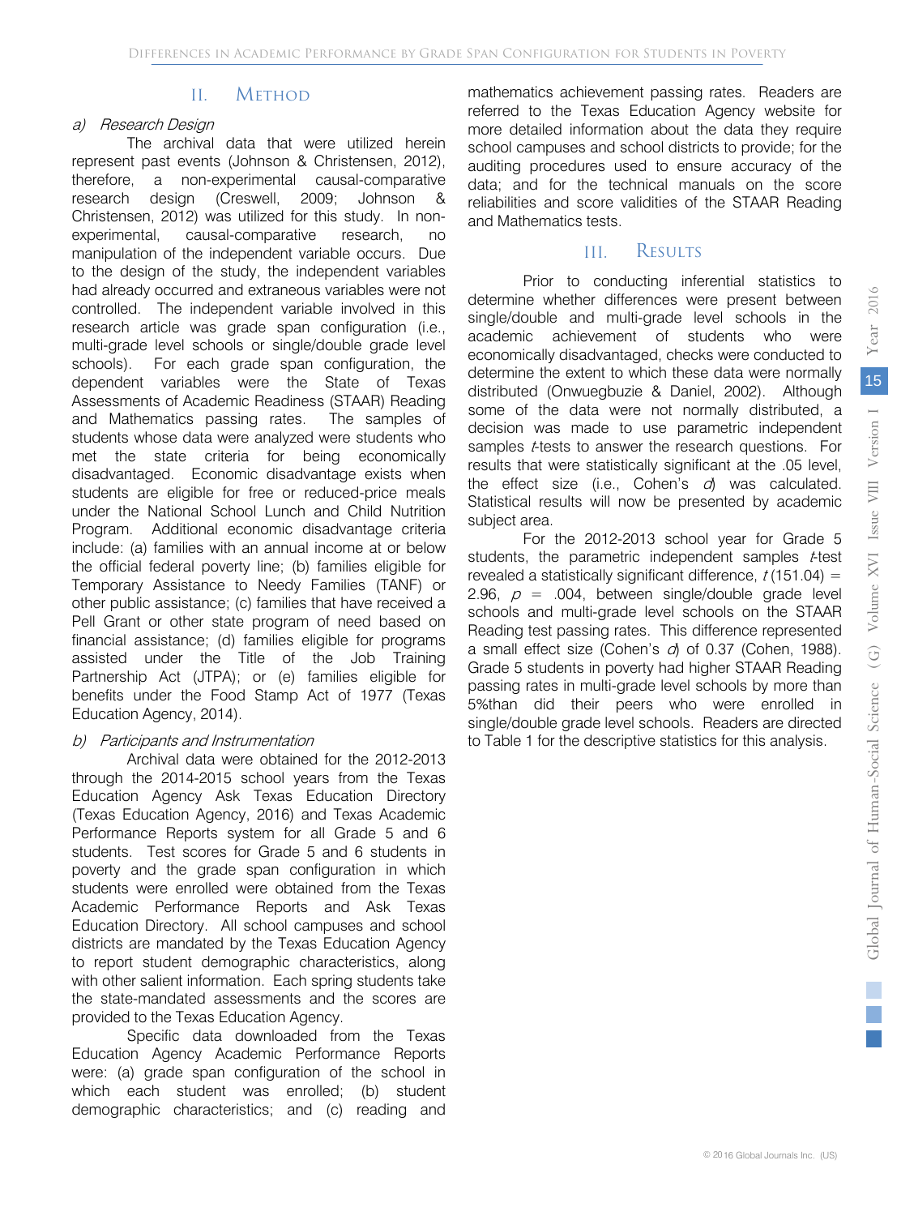## II. Method

### a) *Research Design*

The archival data that were utilized herein represent past events (Johnson & Christensen, 2012), therefore, a non-experimental causal-comparative research design (Creswell, 2009; Johnson & Christensen, 2012) was utilized for this study. In non-experimental, causal-comparative research, no manipulation of the independent variable occurs. Due to the design of the study, the independent variables had already occurred and extraneous variables were not controlled. The independent variable involved in this research article was grade span configuration (i.e., multi-grade level schools or single/double grade level schools). For each grade span configuration, the dependent variables were the State of Texas Assessments of Academic Readiness (STAAR) Reading and Mathematics passing rates. The samples of students whose data were analyzed were students who met the state criteria for being economically disadvantaged. Economic disadvantage exists when students are eligible for free or reduced-price meals under the National School Lunch and Child Nutrition Program. Additional economic disadvantage criteria include: (a) families with an annual income at or below the official federal poverty line; (b) families eligible for Temporary Assistance to Needy Families (TANF) or other public assistance; (c) families that have received a Pell Grant or other state program of need based on financial assistance; (d) families eligible for programs assisted under the Title of the Job Training Partnership Act (JTPA); or (e) families eligible for benefits under the Food Stamp Act of 1977 (Texas Education Agency, 2014).

### b) *Participants and Instrumentation*

Archival data were obtained for the 2012-2013 through the 2014-2015 school years from the Texas Education Agency Ask Texas Education Directory (Texas Education Agency, 2016) and Texas Academic Performance Reports system for all Grade 5 and 6 students. Test scores for Grade 5 and 6 students in poverty and the grade span configuration in which students were enrolled were obtained from the Texas Academic Performance Reports and Ask Texas Education Directory. All school campuses and school districts are mandated by the Texas Education Agency to report student demographic characteristics, along with other salient information. Each spring students take the state-mandated assessments and the scores are provided to the Texas Education Agency.

Specific data downloaded from the Texas Education Agency Academic Performance Reports were: (a) grade span configuration of the school in which each student was enrolled; (b) student demographic characteristics; and (c) reading and mathematics achievement passing rates. Readers are referred to the Texas Education Agency website for more detailed information about the data they require school campuses and school districts to provide; for the auditing procedures used to ensure accuracy of the data; and for the technical manuals on the score reliabilities and score validities of the STAAR Reading and Mathematics tests.

## III. Results

Prior to conducting inferential statistics to determine whether differences were present between single/double and multi-grade level schools in the academic achievement of students who were economically disadvantaged, checks were conducted to determine the extent to which these data were normally distributed (Onwuegbuzie & Daniel, 2002). Although some of the data were not normally distributed, a decision was made to use parametric independent samples *t*-tests to answer the research questions. For results that were statistically significant at the .05 level, the effect size (i.e., Cohen's *d*) was calculated. Statistical results will now be presented by academic subject area.

For the 2012-2013 school year for Grade 5 students, the parametric independent samples *t*-test revealed a statistically significant difference, $t(151.04) = 2.96$, $p = .004$, between single/double grade level schools and multi-grade level schools on the STAAR Reading test passing rates. This difference represented a small effect size (Cohen's *d*) of 0.37 (Cohen, 1988). Grade 5 students in poverty had higher STAAR Reading passing rates in multi-grade level schools by more than 5%than did their peers who were enrolled in single/double grade level schools. Readers are directed to Table 1 for the descriptive statistics for this analysis.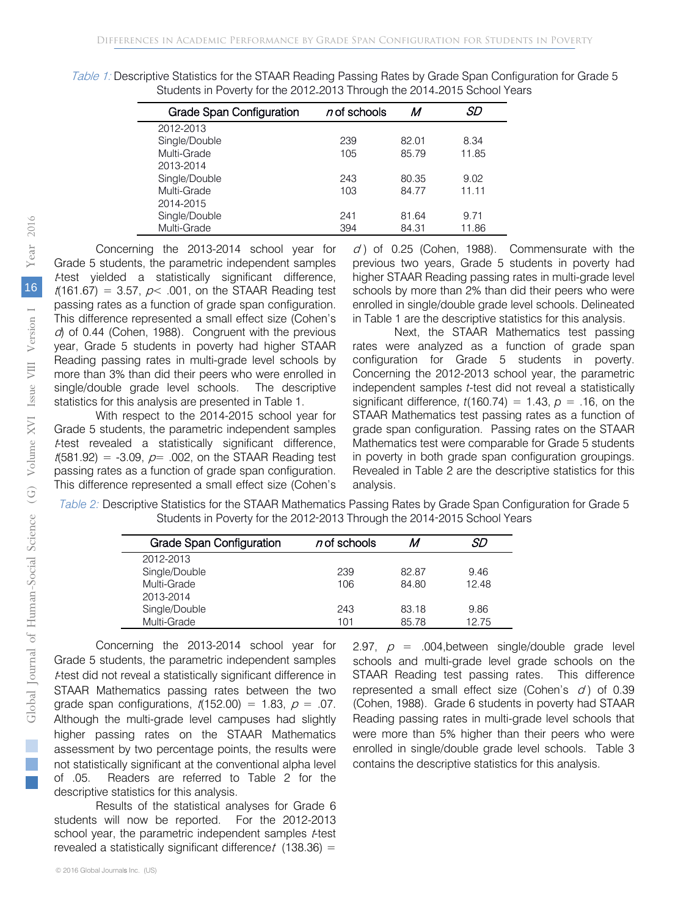*Table 1:* Descriptive Statistics for the STAAR Reading Passing Rates by Grade Span Configuration for Grade 5 Students in Poverty for the 2012-2013 Through the 2014-2015 School Years

| Grade Span Configuration | *n* of schools | *M* | *SD* |
|---|---|---|---|
| 2012-2013 | | | |
| Single/Double | 239 | 82.01 | 8.34 |
| Multi-Grade | 105 | 85.79 | 11.85 |
| 2013-2014 | | | |
| Single/Double | 243 | 80.35 | 9.02 |
| Multi-Grade | 103 | 84.77 | 11.11 |
| 2014-2015 | | | |
| Single/Double | 241 | 81.64 | 9.71 |
| Multi-Grade | 394 | 84.31 | 11.86 |

Concerning the 2013-2014 school year for Grade 5 students, the parametric independent samples *t*-test yielded a statistically significant difference, $t(161.67) = 3.57$, $p < .001$, on the STAAR Reading test passing rates as a function of grade span configuration. This difference represented a small effect size (Cohen's *d*) of 0.44 (Cohen, 1988). Congruent with the previous year, Grade 5 students in poverty had higher STAAR Reading passing rates in multi-grade level schools by more than 3% than did their peers who were enrolled in single/double grade level schools. The descriptive statistics for this analysis are presented in Table 1.

With respect to the 2014-2015 school year for Grade 5 students, the parametric independent samples *t*-test revealed a statistically significant difference, $t(581.92) = -3.09$, $p = .002$, on the STAAR Reading test passing rates as a function of grade span configuration. This difference represented a small effect size (Cohen's *d*) of 0.25 (Cohen, 1988). Commensurate with the previous two years, Grade 5 students in poverty had higher STAAR Reading passing rates in multi-grade level schools by more than 2% than did their peers who were enrolled in single/double grade level schools. Delineated in Table 1 are the descriptive statistics for this analysis.

Next, the STAAR Mathematics test passing rates were analyzed as a function of grade span configuration for Grade 5 students in poverty. Concerning the 2012-2013 school year, the parametric independent samples *t*-test did not reveal a statistically significant difference, $t(160.74) = 1.43$, $p = .16$, on the STAAR Mathematics test passing rates as a function of grade span configuration. Passing rates on the STAAR Mathematics test were comparable for Grade 5 students in poverty in both grade span configuration groupings. Revealed in Table 2 are the descriptive statistics for this analysis.

*Table 2:* Descriptive Statistics for the STAAR Mathematics Passing Rates by Grade Span Configuration for Grade 5 Students in Poverty for the 2012-2013 Through the 2014-2015 School Years

| Grade Span Configuration | *n* of schools | *M* | *SD* |
|---|---|---|---|
| 2012-2013 | | | |
| Single/Double | 239 | 82.87 | 9.46 |
| Multi-Grade | 106 | 84.80 | 12.48 |
| 2013-2014 | | | |
| Single/Double | 243 | 83.18 | 9.86 |
| Multi-Grade | 101 | 85.78 | 12.75 |

Concerning the 2013-2014 school year for Grade 5 students, the parametric independent samples *t*-test did not reveal a statistically significant difference in STAAR Mathematics passing rates between the two grade span configurations, $t(152.00) = 1.83$, $p = .07$. Although the multi-grade level campuses had slightly higher passing rates on the STAAR Mathematics assessment by two percentage points, the results were not statistically significant at the conventional alpha level of .05. Readers are referred to Table 2 for the descriptive statistics for this analysis.

Results of the statistical analyses for Grade 6 students will now be reported. For the 2012-2013 school year, the parametric independent samples *t*-test revealed a statistically significant difference $t(138.36) = 2.97$, $p = .004$, between single/double grade level schools and multi-grade level grade schools on the STAAR Reading test passing rates. This difference represented a small effect size (Cohen's *d*) of 0.39 (Cohen, 1988). Grade 6 students in poverty had STAAR Reading passing rates in multi-grade level schools that were more than 5% higher than their peers who were enrolled in single/double grade level schools. Table 3 contains the descriptive statistics for this analysis.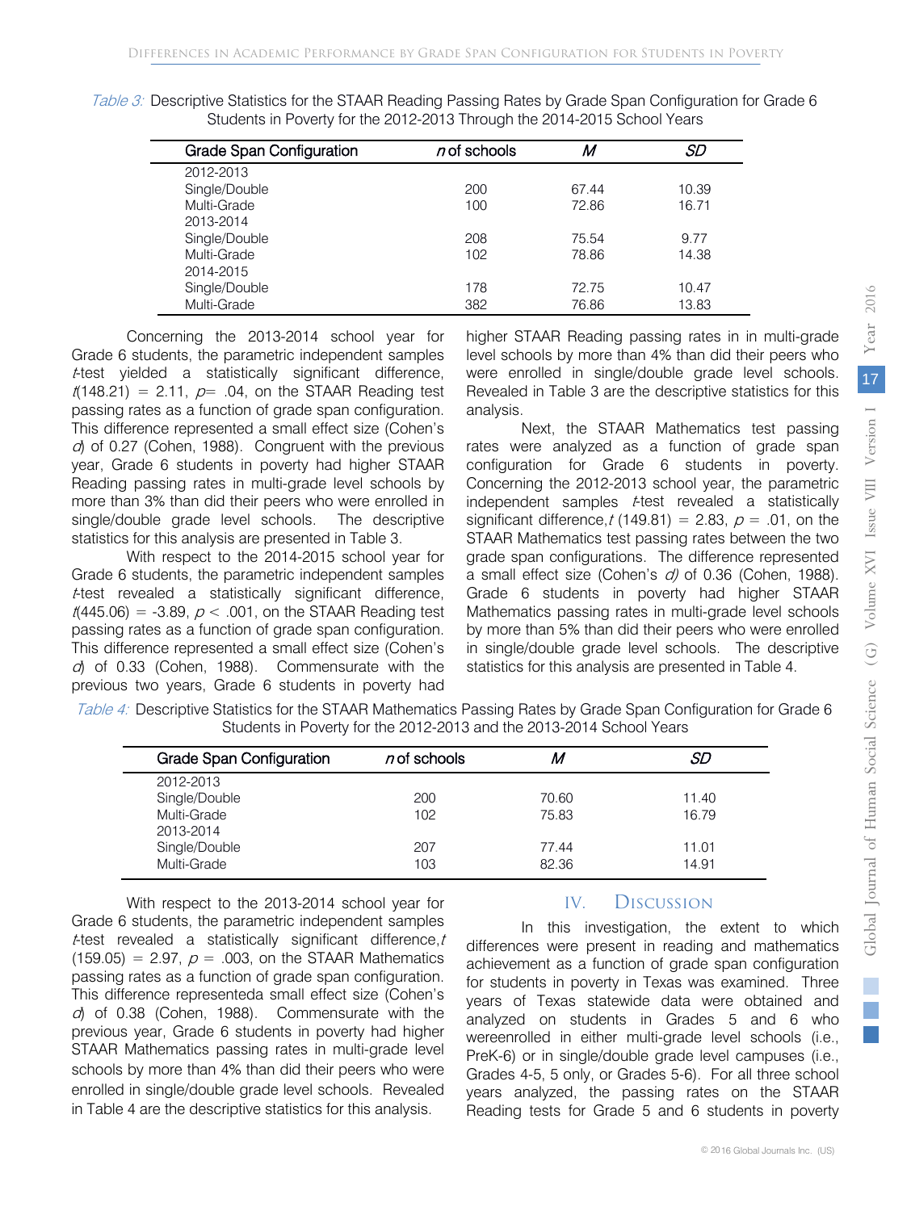*Table 3:* Descriptive Statistics for the STAAR Reading Passing Rates by Grade Span Configuration for Grade 6 Students in Poverty for the 2012-2013 Through the 2014-2015 School Years

| Grade Span Configuration | *n* of schools | *M* | *SD* |
|---|---|---|---|
| 2012-2013 | | | |
| Single/Double | 200 | 67.44 | 10.39 |
| Multi-Grade | 100 | 72.86 | 16.71 |
| 2013-2014 | | | |
| Single/Double | 208 | 75.54 | 9.77 |
| Multi-Grade | 102 | 78.86 | 14.38 |
| 2014-2015 | | | |
| Single/Double | 178 | 72.75 | 10.47 |
| Multi-Grade | 382 | 76.86 | 13.83 |

Concerning the 2013-2014 school year for Grade 6 students, the parametric independent samples *t*-test yielded a statistically significant difference, $t(148.21) = 2.11$, $p = .04$, on the STAAR Reading test passing rates as a function of grade span configuration. This difference represented a small effect size (Cohen's *d*) of 0.27 (Cohen, 1988). Congruent with the previous year, Grade 6 students in poverty had higher STAAR Reading passing rates in multi-grade level schools by more than 3% than did their peers who were enrolled in single/double grade level schools. The descriptive statistics for this analysis are presented in Table 3.

With respect to the 2014-2015 school year for Grade 6 students, the parametric independent samples *t*-test revealed a statistically significant difference, $t(445.06) = -3.89$, $p < .001$, on the STAAR Reading test passing rates as a function of grade span configuration. This difference represented a small effect size (Cohen's *d*) of 0.33 (Cohen, 1988). Commensurate with the previous two years, Grade 6 students in poverty had higher STAAR Reading passing rates in in multi-grade level schools by more than 4% than did their peers who were enrolled in single/double grade level schools. Revealed in Table 3 are the descriptive statistics for this analysis.

Next, the STAAR Mathematics test passing rates were analyzed as a function of grade span configuration for Grade 6 students in poverty. Concerning the 2012-2013 school year, the parametric independent samples *t*-test revealed a statistically significant difference, $t(149.81) = 2.83$, $p = .01$, on the STAAR Mathematics test passing rates between the two grade span configurations. The difference represented a small effect size (Cohen's *d)* of 0.36 (Cohen, 1988). Grade 6 students in poverty had higher STAAR Mathematics passing rates in multi-grade level schools by more than 5% than did their peers who were enrolled in single/double grade level schools. The descriptive statistics for this analysis are presented in Table 4.

*Table 4:* Descriptive Statistics for the STAAR Mathematics Passing Rates by Grade Span Configuration for Grade 6 Students in Poverty for the 2012-2013 and the 2013-2014 School Years

| Grade Span Configuration | *n* of schools | *M* | *SD* |
|---|---|---|---|
| 2012-2013 | | | |
| Single/Double | 200 | 70.60 | 11.40 |
| Multi-Grade | 102 | 75.83 | 16.79 |
| 2013-2014 | | | |
| Single/Double | 207 | 77.44 | 11.01 |
| Multi-Grade | 103 | 82.36 | 14.91 |

With respect to the 2013-2014 school year for Grade 6 students, the parametric independent samples *t*-test revealed a statistically significant difference, $t(159.05) = 2.97$, $p = .003$, on the STAAR Mathematics passing rates as a function of grade span configuration. This difference representeda small effect size (Cohen's *d*) of 0.38 (Cohen, 1988). Commensurate with the previous year, Grade 6 students in poverty had higher STAAR Mathematics passing rates in multi-grade level schools by more than 4% than did their peers who were enrolled in single/double grade level schools. Revealed in Table 4 are the descriptive statistics for this analysis.

## IV. Discussion

In this investigation, the extent to which differences were present in reading and mathematics achievement as a function of grade span configuration for students in poverty in Texas was examined. Three years of Texas statewide data were obtained and analyzed on students in Grades 5 and 6 who wereenrolled in either multi-grade level schools (i.e., PreK-6) or in single/double grade level campuses (i.e., Grades 4-5, 5 only, or Grades 5-6). For all three school years analyzed, the passing rates on the STAAR Reading tests for Grade 5 and 6 students in poverty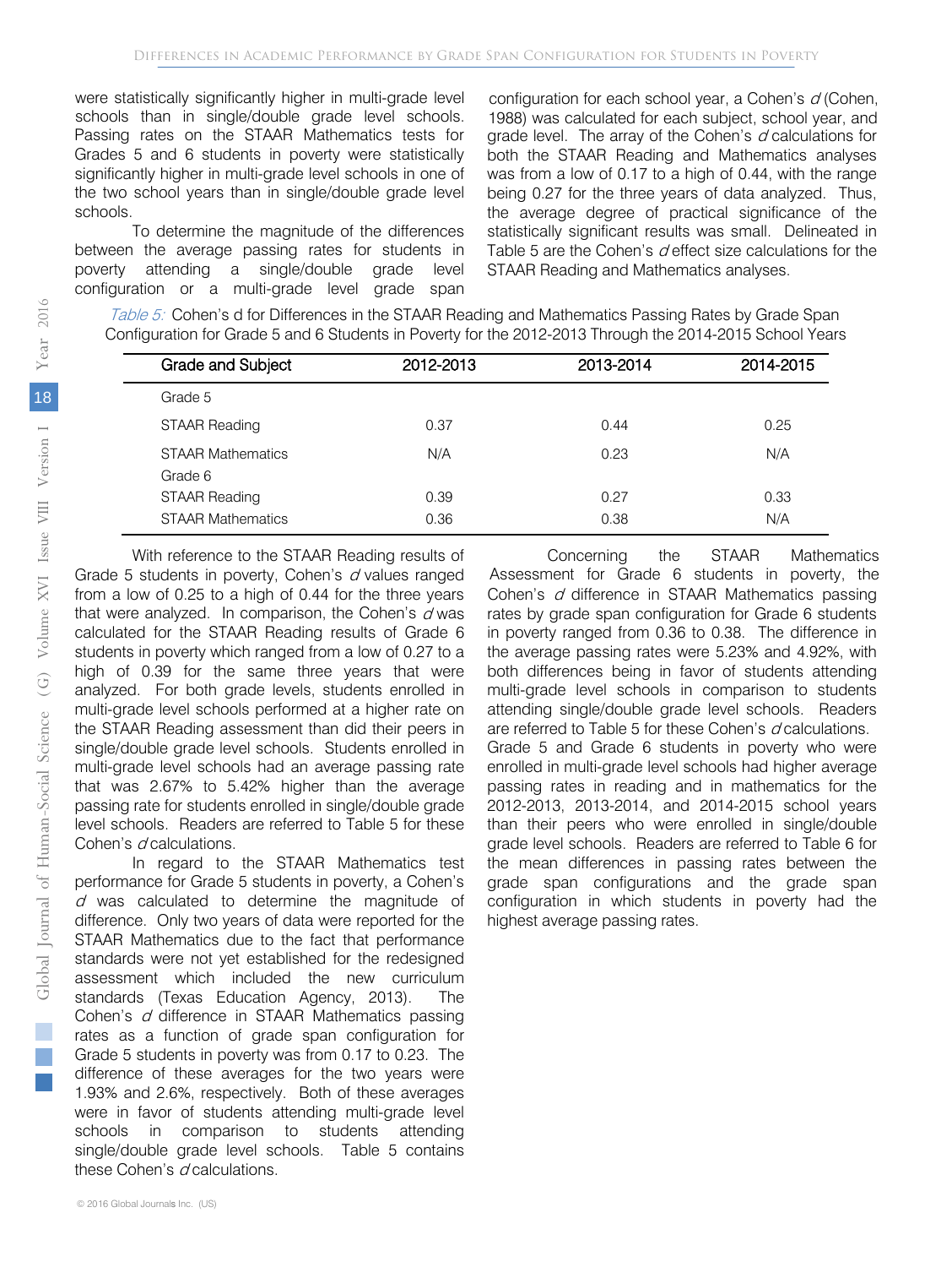were statistically significantly higher in multi-grade level schools than in single/double grade level schools. Passing rates on the STAAR Mathematics tests for Grades 5 and 6 students in poverty were statistically significantly higher in multi-grade level schools in one of the two school years than in single/double grade level schools.

To determine the magnitude of the differences between the average passing rates for students in poverty attending a single/double grade level configuration or a multi-grade level grade span configuration for each school year, a Cohen's *d* (Cohen, 1988) was calculated for each subject, school year, and grade level. The array of the Cohen's *d* calculations for both the STAAR Reading and Mathematics analyses was from a low of 0.17 to a high of 0.44, with the range being 0.27 for the three years of data analyzed. Thus, the average degree of practical significance of the statistically significant results was small. Delineated in Table 5 are the Cohen's *d* effect size calculations for the STAAR Reading and Mathematics analyses.

*Table 5:* Cohen's d for Differences in the STAAR Reading and Mathematics Passing Rates by Grade Span Configuration for Grade 5 and 6 Students in Poverty for the 2012-2013 Through the 2014-2015 School Years

| Grade and Subject | 2012-2013 | 2013-2014 | 2014-2015 |
|---|---|---|---|
| Grade 5 | | | |
| STAAR Reading | 0.37 | 0.44 | 0.25 |
| STAAR Mathematics | N/A | 0.23 | N/A |
| Grade 6 | | | |
| STAAR Reading | 0.39 | 0.27 | 0.33 |
| STAAR Mathematics | 0.36 | 0.38 | N/A |

With reference to the STAAR Reading results of Grade 5 students in poverty, Cohen's *d* values ranged from a low of 0.25 to a high of 0.44 for the three years that were analyzed. In comparison, the Cohen's *d* was calculated for the STAAR Reading results of Grade 6 students in poverty which ranged from a low of 0.27 to a high of 0.39 for the same three years that were analyzed. For both grade levels, students enrolled in multi-grade level schools performed at a higher rate on the STAAR Reading assessment than did their peers in single/double grade level schools. Students enrolled in multi-grade level schools had an average passing rate that was 2.67% to 5.42% higher than the average passing rate for students enrolled in single/double grade level schools. Readers are referred to Table 5 for these Cohen's *d* calculations.

In regard to the STAAR Mathematics test performance for Grade 5 students in poverty, a Cohen's *d* was calculated to determine the magnitude of difference. Only two years of data were reported for the STAAR Mathematics due to the fact that performance standards were not yet established for the redesigned assessment which included the new curriculum standards (Texas Education Agency, 2013). The Cohen's *d* difference in STAAR Mathematics passing rates as a function of grade span configuration for Grade 5 students in poverty was from 0.17 to 0.23. The difference of these averages for the two years were 1.93% and 2.6%, respectively. Both of these averages were in favor of students attending multi-grade level schools in comparison to students attending single/double grade level schools. Table 5 contains these Cohen's *d* calculations.

Concerning the STAAR Mathematics Assessment for Grade 6 students in poverty, the Cohen's *d* difference in STAAR Mathematics passing rates by grade span configuration for Grade 6 students in poverty ranged from 0.36 to 0.38. The difference in the average passing rates were 5.23% and 4.92%, with both differences being in favor of students attending multi-grade level schools in comparison to students attending single/double grade level schools. Readers are referred to Table 5 for these Cohen's *d* calculations. Grade 5 and Grade 6 students in poverty who were enrolled in multi-grade level schools had higher average passing rates in reading and in mathematics for the 2012-2013, 2013-2014, and 2014-2015 school years than their peers who were enrolled in single/double grade level schools. Readers are referred to Table 6 for the mean differences in passing rates between the grade span configurations and the grade span configuration in which students in poverty had the highest average passing rates.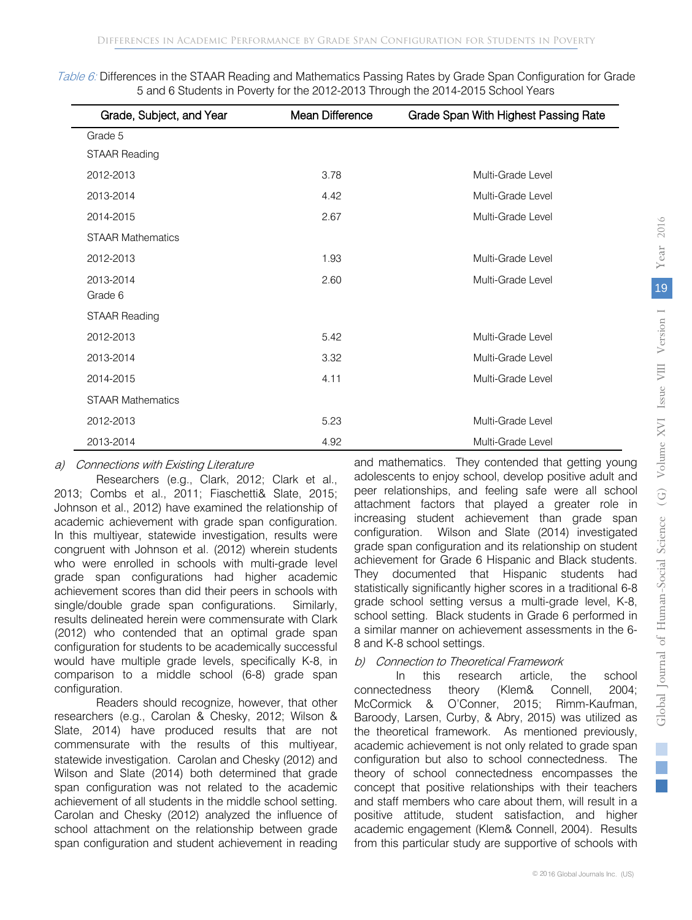*Table 6:* Differences in the STAAR Reading and Mathematics Passing Rates by Grade Span Configuration for Grade 5 and 6 Students in Poverty for the 2012-2013 Through the 2014-2015 School Years

| Grade, Subject, and Year | Mean Difference | Grade Span With Highest Passing Rate |
|---|---|---|
| Grade 5 | | |
| STAAR Reading | | |
| 2012-2013 | 3.78 | Multi-Grade Level |
| 2013-2014 | 4.42 | Multi-Grade Level |
| 2014-2015 | 2.67 | Multi-Grade Level |
| STAAR Mathematics | | |
| 2012-2013 | 1.93 | Multi-Grade Level |
| 2013-2014 | 2.60 | Multi-Grade Level |
| Grade 6 | | |
| STAAR Reading | | |
| 2012-2013 | 5.42 | Multi-Grade Level |
| 2013-2014 | 3.32 | Multi-Grade Level |
| 2014-2015 | 4.11 | Multi-Grade Level |
| STAAR Mathematics | | |
| 2012-2013 | 5.23 | Multi-Grade Level |
| 2013-2014 | 4.92 | Multi-Grade Level |

*a) Connections with Existing Literature*

Researchers (e.g., Clark, 2012; Clark et al., 2013; Combs et al., 2011; Fiaschetti& Slate, 2015; Johnson et al., 2012) have examined the relationship of academic achievement with grade span configuration. In this multiyear, statewide investigation, results were congruent with Johnson et al. (2012) wherein students who were enrolled in schools with multi-grade level grade span configurations had higher academic achievement scores than did their peers in schools with single/double grade span configurations. Similarly, results delineated herein were commensurate with Clark (2012) who contended that an optimal grade span configuration for students to be academically successful would have multiple grade levels, specifically K-8, in comparison to a middle school (6-8) grade span configuration.

Readers should recognize, however, that other researchers (e.g., Carolan & Chesky, 2012; Wilson & Slate, 2014) have produced results that are not commensurate with the results of this multiyear, statewide investigation. Carolan and Chesky (2012) and Wilson and Slate (2014) both determined that grade span configuration was not related to the academic achievement of all students in the middle school setting. Carolan and Chesky (2012) analyzed the influence of school attachment on the relationship between grade span configuration and student achievement in reading and mathematics. They contended that getting young adolescents to enjoy school, develop positive adult and peer relationships, and feeling safe were all school attachment factors that played a greater role in increasing student achievement than grade span configuration. Wilson and Slate (2014) investigated grade span configuration and its relationship on student achievement for Grade 6 Hispanic and Black students. They documented that Hispanic students had statistically significantly higher scores in a traditional 6-8 grade school setting versus a multi-grade level, K-8, school setting. Black students in Grade 6 performed in a similar manner on achievement assessments in the 6-8 and K-8 school settings.

*b) Connection to Theoretical Framework*

In this research article, the school connectedness theory (Klem& Connell, 2004; McCormick & O'Conner, 2015; Rimm-Kaufman, Baroody, Larsen, Curby, & Abry, 2015) was utilized as the theoretical framework. As mentioned previously, academic achievement is not only related to grade span configuration but also to school connectedness. The theory of school connectedness encompasses the concept that positive relationships with their teachers and staff members who care about them, will result in a positive attitude, student satisfaction, and higher academic engagement (Klem& Connell, 2004). Results from this particular study are supportive of schools with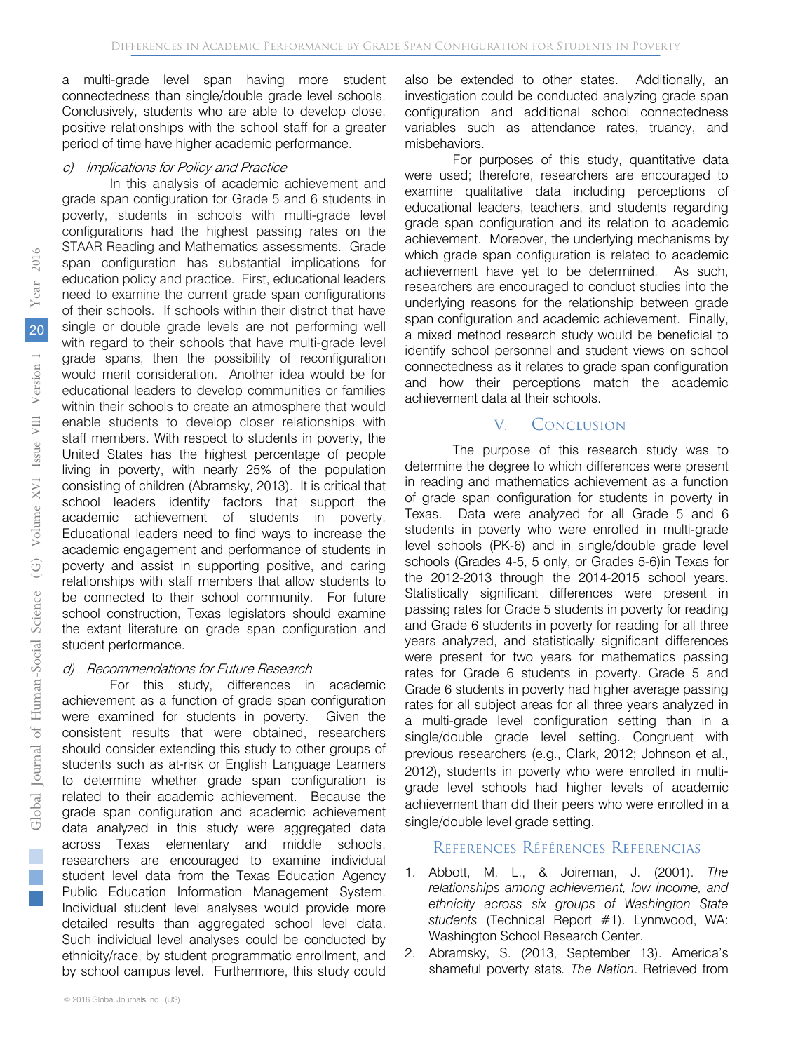a multi-grade level span having more student connectedness than single/double grade level schools. Conclusively, students who are able to develop close, positive relationships with the school staff for a greater period of time have higher academic performance.

*c) Implications for Policy and Practice*

In this analysis of academic achievement and grade span configuration for Grade 5 and 6 students in poverty, students in schools with multi-grade level configurations had the highest passing rates on the STAAR Reading and Mathematics assessments. Grade span configuration has substantial implications for education policy and practice. First, educational leaders need to examine the current grade span configurations of their schools. If schools within their district that have single or double grade levels are not performing well with regard to their schools that have multi-grade level grade spans, then the possibility of reconfiguration would merit consideration. Another idea would be for educational leaders to develop communities or families within their schools to create an atmosphere that would enable students to develop closer relationships with staff members. With respect to students in poverty, the United States has the highest percentage of people living in poverty, with nearly 25% of the population consisting of children (Abramsky, 2013). It is critical that school leaders identify factors that support the academic achievement of students in poverty. Educational leaders need to find ways to increase the academic engagement and performance of students in poverty and assist in supporting positive, and caring relationships with staff members that allow students to be connected to their school community. For future school construction, Texas legislators should examine the extant literature on grade span configuration and student performance.

*d) Recommendations for Future Research*

For this study, differences in academic achievement as a function of grade span configuration were examined for students in poverty. Given the consistent results that were obtained, researchers should consider extending this study to other groups of students such as at-risk or English Language Learners to determine whether grade span configuration is related to their academic achievement. Because the grade span configuration and academic achievement data analyzed in this study were aggregated data across Texas elementary and middle schools, researchers are encouraged to examine individual student level data from the Texas Education Agency Public Education Information Management System. Individual student level analyses would provide more detailed results than aggregated school level data. Such individual level analyses could be conducted by ethnicity/race, by student programmatic enrollment, and by school campus level. Furthermore, this study could also be extended to other states. Additionally, an investigation could be conducted analyzing grade span configuration and additional school connectedness variables such as attendance rates, truancy, and misbehaviors.

For purposes of this study, quantitative data were used; therefore, researchers are encouraged to examine qualitative data including perceptions of educational leaders, teachers, and students regarding grade span configuration and its relation to academic achievement. Moreover, the underlying mechanisms by which grade span configuration is related to academic achievement have yet to be determined. As such, researchers are encouraged to conduct studies into the underlying reasons for the relationship between grade span configuration and academic achievement. Finally, a mixed method research study would be beneficial to identify school personnel and student views on school connectedness as it relates to grade span configuration and how their perceptions match the academic achievement data at their schools.

## V. Conclusion

The purpose of this research study was to determine the degree to which differences were present in reading and mathematics achievement as a function of grade span configuration for students in poverty in Texas. Data were analyzed for all Grade 5 and 6 students in poverty who were enrolled in multi-grade level schools (PK-6) and in single/double grade level schools (Grades 4-5, 5 only, or Grades 5-6)in Texas for the 2012-2013 through the 2014-2015 school years. Statistically significant differences were present in passing rates for Grade 5 students in poverty for reading and Grade 6 students in poverty for reading for all three years analyzed, and statistically significant differences were present for two years for mathematics passing rates for Grade 6 students in poverty. Grade 5 and Grade 6 students in poverty had higher average passing rates for all subject areas for all three years analyzed in a multi-grade level configuration setting than in a single/double grade level setting. Congruent with previous researchers (e.g., Clark, 2012; Johnson et al., 2012), students in poverty who were enrolled in multi-grade level schools had higher levels of academic achievement than did their peers who were enrolled in a single/double level grade setting.

## References Références Referencias

1. Abbott, M. L., & Joireman, J. (2001). *The relationships among achievement, low income, and ethnicity across six groups of Washington State students* (Technical Report #1). Lynnwood, WA: Washington School Research Center.
2. Abramsky, S. (2013, September 13). America's shameful poverty stats. *The Nation*. Retrieved from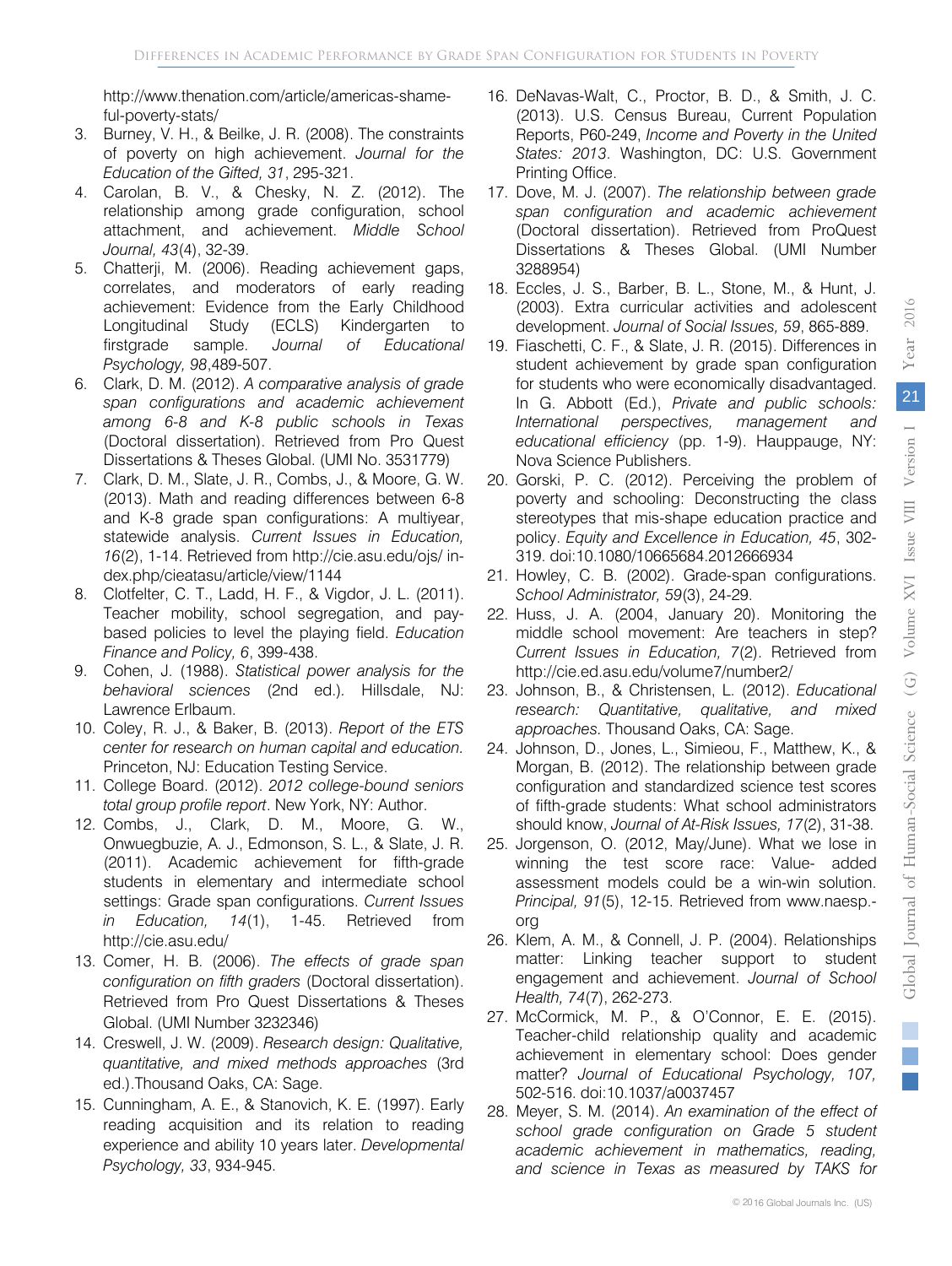http://www.thenation.com/article/americas-shameful-poverty-stats/

3. Burney, V. H., & Beilke, J. R. (2008). The constraints of poverty on high achievement. *Journal for the Education of the Gifted, 31*, 295-321.
4. Carolan, B. V., & Chesky, N. Z. (2012). The relationship among grade configuration, school attachment, and achievement. *Middle School Journal, 43*(4), 32-39.
5. Chatterji, M. (2006). Reading achievement gaps, correlates, and moderators of early reading achievement: Evidence from the Early Childhood Longitudinal Study (ECLS) Kindergarten to firstgrade sample. *Journal of Educational Psychology, 98*,489-507.
6. Clark, D. M. (2012). *A comparative analysis of grade span configurations and academic achievement among 6-8 and K-8 public schools in Texas* (Doctoral dissertation). Retrieved from Pro Quest Dissertations & Theses Global. (UMI No. 3531779)
7. Clark, D. M., Slate, J. R., Combs, J., & Moore, G. W. (2013). Math and reading differences between 6-8 and K-8 grade span configurations: A multiyear, statewide analysis. *Current Issues in Education, 16*(2), 1-14. Retrieved from http://cie.asu.edu/ojs/index.php/cieatasu/article/view/1144
8. Clotfelter, C. T., Ladd, H. F., & Vigdor, J. L. (2011). Teacher mobility, school segregation, and pay-based policies to level the playing field. *Education Finance and Policy, 6*, 399-438.
9. Cohen, J. (1988). *Statistical power analysis for the behavioral sciences* (2nd ed.). Hillsdale, NJ: Lawrence Erlbaum.
10. Coley, R. J., & Baker, B. (2013). *Report of the ETS center for research on human capital and education.* Princeton, NJ: Education Testing Service.
11. College Board. (2012). *2012 college-bound seniors total group profile report*. New York, NY: Author.
12. Combs, J., Clark, D. M., Moore, G. W., Onwuegbuzie, A. J., Edmonson, S. L., & Slate, J. R. (2011). Academic achievement for fifth-grade students in elementary and intermediate school settings: Grade span configurations. *Current Issues in Education, 14*(1), 1-45. Retrieved from http://cie.asu.edu/
13. Comer, H. B. (2006). *The effects of grade span configuration on fifth graders* (Doctoral dissertation). Retrieved from Pro Quest Dissertations & Theses Global. (UMI Number 3232346)
14. Creswell, J. W. (2009). *Research design: Qualitative, quantitative, and mixed methods approaches* (3rd ed.).Thousand Oaks, CA: Sage.
15. Cunningham, A. E., & Stanovich, K. E. (1997). Early reading acquisition and its relation to reading experience and ability 10 years later. *Developmental Psychology, 33*, 934-945.
16. DeNavas-Walt, C., Proctor, B. D., & Smith, J. C. (2013). U.S. Census Bureau, Current Population Reports, P60-249, *Income and Poverty in the United States: 2013*. Washington, DC: U.S. Government Printing Office.
17. Dove, M. J. (2007). *The relationship between grade span configuration and academic achievement* (Doctoral dissertation). Retrieved from ProQuest Dissertations & Theses Global. (UMI Number 3288954)
18. Eccles, J. S., Barber, B. L., Stone, M., & Hunt, J. (2003). Extra curricular activities and adolescent development. *Journal of Social Issues, 59*, 865-889.
19. Fiaschetti, C. F., & Slate, J. R. (2015). Differences in student achievement by grade span configuration for students who were economically disadvantaged. In G. Abbott (Ed.), *Private and public schools: International perspectives, management and educational efficiency* (pp. 1-9). Hauppauge, NY: Nova Science Publishers.
20. Gorski, P. C. (2012). Perceiving the problem of poverty and schooling: Deconstructing the class stereotypes that mis-shape education practice and policy. *Equity and Excellence in Education, 45*, 302-319. doi:10.1080/10665684.2012666934
21. Howley, C. B. (2002). Grade-span configurations. *School Administrator, 59*(3), 24-29.
22. Huss, J. A. (2004, January 20). Monitoring the middle school movement: Are teachers in step? *Current Issues in Education, 7*(2). Retrieved from http://cie.ed.asu.edu/volume7/number2/
23. Johnson, B., & Christensen, L. (2012). *Educational research: Quantitative, qualitative, and mixed approaches.* Thousand Oaks, CA: Sage.
24. Johnson, D., Jones, L., Simieou, F., Matthew, K., & Morgan, B. (2012). The relationship between grade configuration and standardized science test scores of fifth-grade students: What school administrators should know, *Journal of At-Risk Issues, 17*(2), 31-38.
25. Jorgenson, O. (2012, May/June). What we lose in winning the test score race: Value- added assessment models could be a win-win solution. *Principal, 91*(5), 12-15. Retrieved from www.naesp.org
26. Klem, A. M., & Connell, J. P. (2004). Relationships matter: Linking teacher support to student engagement and achievement. *Journal of School Health, 74*(7), 262-273.
27. McCormick, M. P., & O'Connor, E. E. (2015). Teacher-child relationship quality and academic achievement in elementary school: Does gender matter? *Journal of Educational Psychology, 107,* 502-516. doi:10.1037/a0037457
28. Meyer, S. M. (2014). *An examination of the effect of school grade configuration on Grade 5 student academic achievement in mathematics, reading, and science in Texas as measured by TAKS for*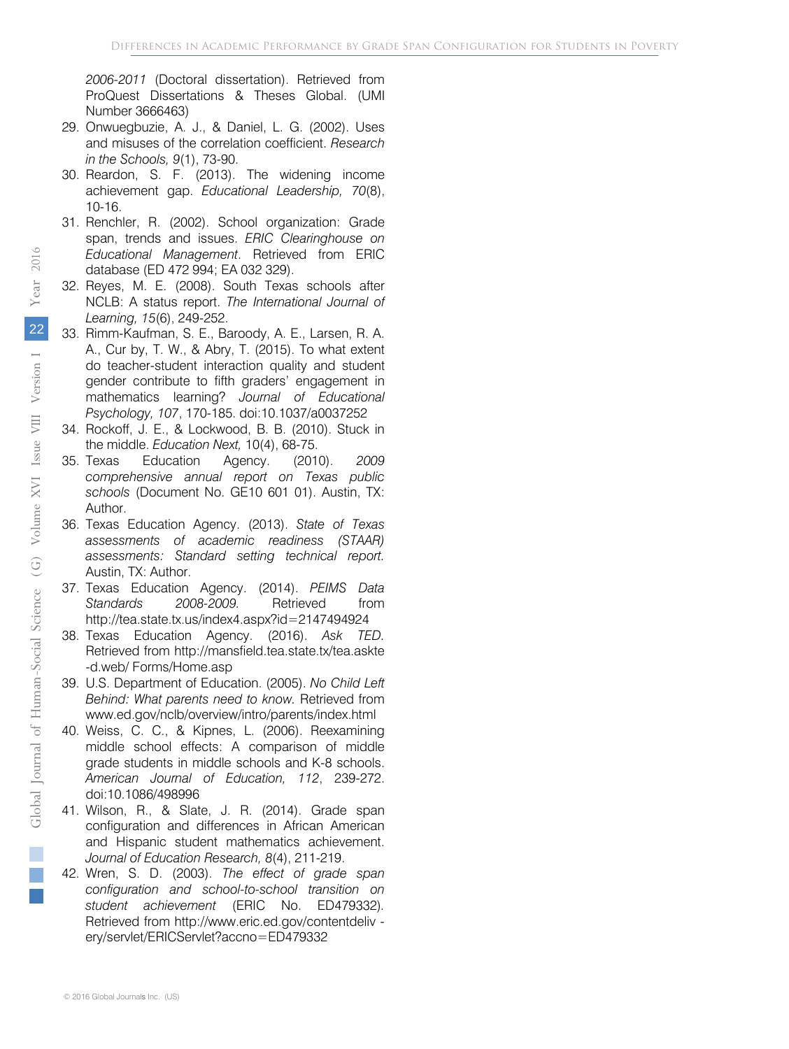*2006-2011* (Doctoral dissertation). Retrieved from ProQuest Dissertations & Theses Global. (UMI Number 3666463)

29. Onwuegbuzie, A. J., & Daniel, L. G. (2002). Uses and misuses of the correlation coefficient. *Research in the Schools, 9*(1), 73-90.
30. Reardon, S. F. (2013). The widening income achievement gap. *Educational Leadership, 70*(8), 10-16.
31. Renchler, R. (2002). School organization: Grade span, trends and issues. *ERIC Clearinghouse on Educational Management*. Retrieved from ERIC database (ED 472 994; EA 032 329).
32. Reyes, M. E. (2008). South Texas schools after NCLB: A status report. *The International Journal of Learning, 15*(6), 249-252.
33. Rimm-Kaufman, S. E., Baroody, A. E., Larsen, R. A. A., Cur by, T. W., & Abry, T. (2015). To what extent do teacher-student interaction quality and student gender contribute to fifth graders' engagement in mathematics learning? *Journal of Educational Psychology, 107*, 170-185. doi:10.1037/a0037252
34. Rockoff, J. E., & Lockwood, B. B. (2010). Stuck in the middle. *Education Next,* 10(4), 68-75.
35. Texas Education Agency. (2010). *2009 comprehensive annual report on Texas public schools* (Document No. GE10 601 01). Austin, TX: Author.
36. Texas Education Agency. (2013). *State of Texas assessments of academic readiness (STAAR) assessments: Standard setting technical report.* Austin, TX: Author.
37. Texas Education Agency. (2014). *PEIMS Data Standards 2008-2009.* Retrieved from http://tea.state.tx.us/index4.aspx?id=2147494924
38. Texas Education Agency. (2016). *Ask TED.* Retrieved from http://mansfield.tea.state.tx/tea.askte -d.web/ Forms/Home.asp
39. U.S. Department of Education. (2005). *No Child Left Behind: What parents need to know.* Retrieved from www.ed.gov/nclb/overview/intro/parents/index.html
40. Weiss, C. C., & Kipnes, L. (2006). Reexamining middle school effects: A comparison of middle grade students in middle schools and K-8 schools. *American Journal of Education, 112*, 239-272. doi:10.1086/498996
41. Wilson, R., & Slate, J. R. (2014). Grade span configuration and differences in African American and Hispanic student mathematics achievement. *Journal of Education Research, 8*(4), 211-219.
42. Wren, S. D. (2003). *The effect of grade span configuration and school-to-school transition on student achievement* (ERIC No. ED479332). Retrieved from http://www.eric.ed.gov/contentdeliv - ery/servlet/ERICServlet?accno=ED479332